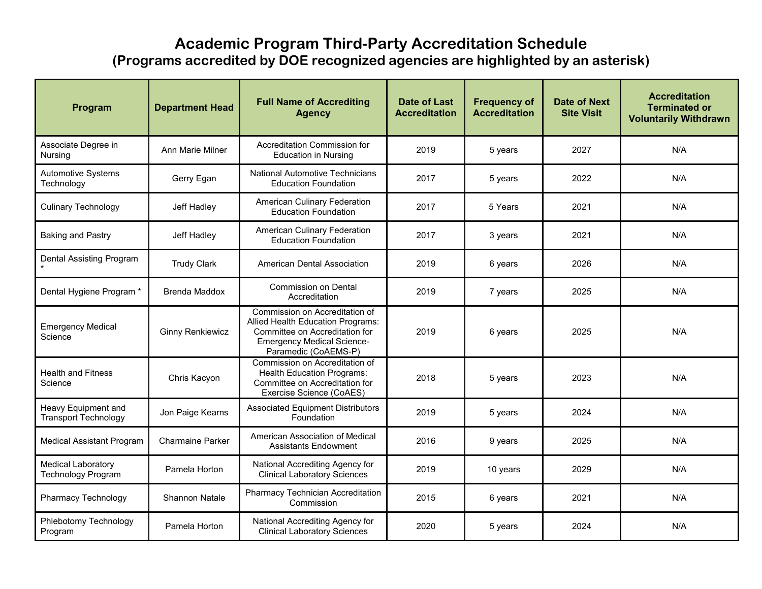# Academic Program Third-Party Accreditation Schedule
## (Programs accredited by DOE recognized agencies are highlighted by an asterisk)

| Program | Department Head | Full Name of Accrediting Agency | Date of Last Accreditation | Frequency of Accreditation | Date of Next Site Visit | Accreditation Terminated or Voluntarily Withdrawn |
|---|---|---|---|---|---|---|
| Associate Degree in Nursing | Ann Marie Milner | Accreditation Commission for Education in Nursing | 2019 | 5 years | 2027 | N/A |
| Automotive Systems Technology | Gerry Egan | National Automotive Technicians Education Foundation | 2017 | 5 years | 2022 | N/A |
| Culinary Technology | Jeff Hadley | American Culinary Federation Education Foundation | 2017 | 5 Years | 2021 | N/A |
| Baking and Pastry | Jeff Hadley | American Culinary Federation Education Foundation | 2017 | 3 years | 2021 | N/A |
| Dental Assisting Program * | Trudy Clark | American Dental Association | 2019 | 6 years | 2026 | N/A |
| Dental Hygiene Program * | Brenda Maddox | Commission on Dental Accreditation | 2019 | 7 years | 2025 | N/A |
| Emergency Medical Science | Ginny Renkiewicz | Commission on Accreditation of Allied Health Education Programs: Committee on Accreditation for Emergency Medical Science-Paramedic (CoAEMS-P) | 2019 | 6 years | 2025 | N/A |
| Health and Fitness Science | Chris Kacyon | Commission on Accreditation of Health Education Programs: Committee on Accreditation for Exercise Science (CoAES) | 2018 | 5 years | 2023 | N/A |
| Heavy Equipment and Transport Technology | Jon Paige Kearns | Associated Equipment Distributors Foundation | 2019 | 5 years | 2024 | N/A |
| Medical Assistant Program | Charmaine Parker | American Association of Medical Assistants Endowment | 2016 | 9 years | 2025 | N/A |
| Medical Laboratory Technology Program | Pamela Horton | National Accrediting Agency for Clinical Laboratory Sciences | 2019 | 10 years | 2029 | N/A |
| Pharmacy Technology | Shannon Natale | Pharmacy Technician Accreditation Commission | 2015 | 6 years | 2021 | N/A |
| Phlebotomy Technology Program | Pamela Horton | National Accrediting Agency for Clinical Laboratory Sciences | 2020 | 5 years | 2024 | N/A |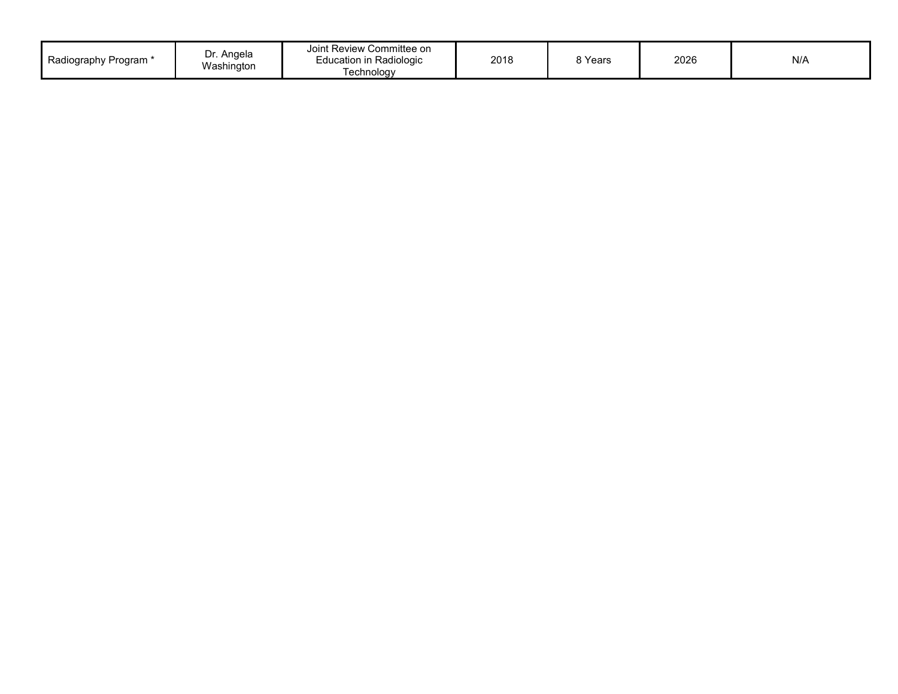| | | | | | | |
|---|---|---|---|---|---|---|
| Radiography Program * | Dr. Angela Washington | Joint Review Committee on Education in Radiologic Technology | 2018 | 8 Years | 2026 | N/A |